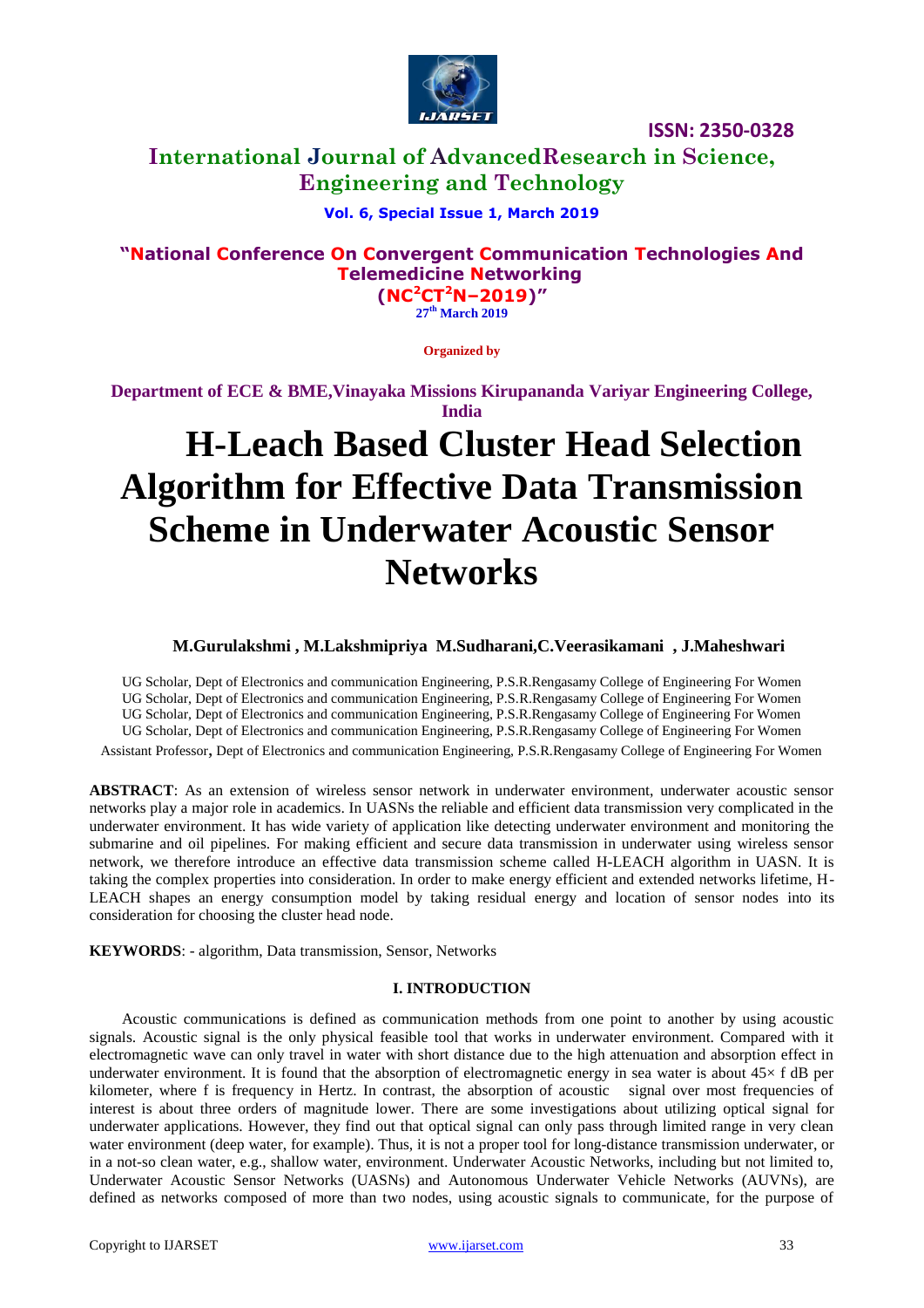**ISSN: 2350-0328**

**International Journal of AdvancedResearch in Science, Engineering and Technology**

**Vol. 6, Special Issue 1, March 2019**

**"National Conference On Convergent Communication Technologies And Telemedicine Networking ($NC^2CT^2N$–2019)"**

**27th March 2019**

**Organized by**

**Department of ECE & BME,Vinayaka Missions Kirupananda Variyar Engineering College, India**

# H-Leach Based Cluster Head Selection Algorithm for Effective Data Transmission Scheme in Underwater Acoustic Sensor Networks

**M.Gurulakshmi , M.Lakshmipriya M.Sudharani,C.Veerasikamani , J.Maheshwari**

UG Scholar, Dept of Electronics and communication Engineering, P.S.R.Rengasamy College of Engineering For Women
UG Scholar, Dept of Electronics and communication Engineering, P.S.R.Rengasamy College of Engineering For Women
UG Scholar, Dept of Electronics and communication Engineering, P.S.R.Rengasamy College of Engineering For Women
UG Scholar, Dept of Electronics and communication Engineering, P.S.R.Rengasamy College of Engineering For Women
Assistant Professor, Dept of Electronics and communication Engineering, P.S.R.Rengasamy College of Engineering For Women

**ABSTRACT**: As an extension of wireless sensor network in underwater environment, underwater acoustic sensor networks play a major role in academics. In UASNs the reliable and efficient data transmission very complicated in the underwater environment. It has wide variety of application like detecting underwater environment and monitoring the submarine and oil pipelines. For making efficient and secure data transmission in underwater using wireless sensor network, we therefore introduce an effective data transmission scheme called H-LEACH algorithm in UASN. It is taking the complex properties into consideration. In order to make energy efficient and extended networks lifetime, H-LEACH shapes an energy consumption model by taking residual energy and location of sensor nodes into its consideration for choosing the cluster head node.

**KEYWORDS**: - algorithm, Data transmission, Sensor, Networks

## I. INTRODUCTION

Acoustic communications is defined as communication methods from one point to another by using acoustic signals. Acoustic signal is the only physical feasible tool that works in underwater environment. Compared with it electromagnetic wave can only travel in water with short distance due to the high attenuation and absorption effect in underwater environment. It is found that the absorption of electromagnetic energy in sea water is about 45× f dB per kilometer, where f is frequency in Hertz. In contrast, the absorption of acoustic signal over most frequencies of interest is about three orders of magnitude lower. There are some investigations about utilizing optical signal for underwater applications. However, they find out that optical signal can only pass through limited range in very clean water environment (deep water, for example). Thus, it is not a proper tool for long-distance transmission underwater, or in a not-so clean water, e.g., shallow water, environment. Underwater Acoustic Networks, including but not limited to, Underwater Acoustic Sensor Networks (UASNs) and Autonomous Underwater Vehicle Networks (AUVNs), are defined as networks composed of more than two nodes, using acoustic signals to communicate, for the purpose of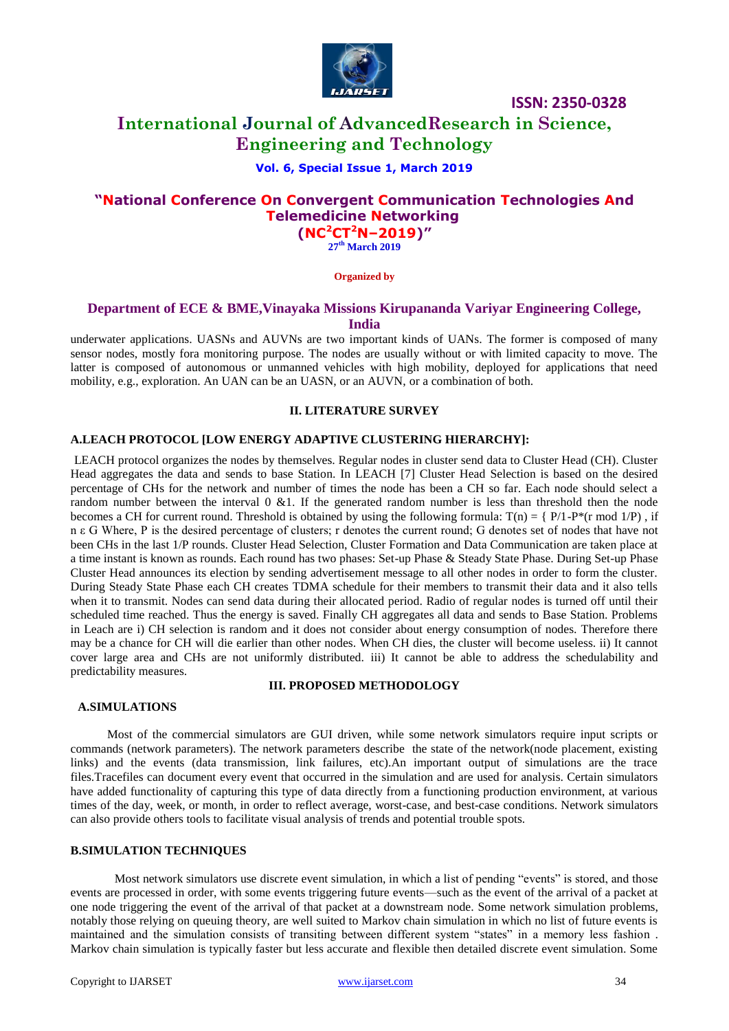underwater applications. UASNs and AUVNs are two important kinds of UANs. The former is composed of many sensor nodes, mostly fora monitoring purpose. The nodes are usually without or with limited capacity to move. The latter is composed of autonomous or unmanned vehicles with high mobility, deployed for applications that need mobility, e.g., exploration. An UAN can be an UASN, or an AUVN, or a combination of both.

## II. LITERATURE SURVEY

### A.LEACH PROTOCOL [LOW ENERGY ADAPTIVE CLUSTERING HIERARCHY]:

LEACH protocol organizes the nodes by themselves. Regular nodes in cluster send data to Cluster Head (CH). Cluster Head aggregates the data and sends to base Station. In LEACH [7] Cluster Head Selection is based on the desired percentage of CHs for the network and number of times the node has been a CH so far. Each node should select a random number between the interval 0 &1. If the generated random number is less than threshold then the node becomes a CH for current round. Threshold is obtained by using the following formula: $T(n) = \{ P/1\text{-}P*(r \bmod 1/P)$ , if $n \varepsilon G$ Where, P is the desired percentage of clusters; r denotes the current round; G denotes set of nodes that have not been CHs in the last 1/P rounds. Cluster Head Selection, Cluster Formation and Data Communication are taken place at a time instant is known as rounds. Each round has two phases: Set-up Phase & Steady State Phase. During Set-up Phase Cluster Head announces its election by sending advertisement message to all other nodes in order to form the cluster. During Steady State Phase each CH creates TDMA schedule for their members to transmit their data and it also tells when it to transmit. Nodes can send data during their allocated period. Radio of regular nodes is turned off until their scheduled time reached. Thus the energy is saved. Finally CH aggregates all data and sends to Base Station. Problems in Leach are i) CH selection is random and it does not consider about energy consumption of nodes. Therefore there may be a chance for CH will die earlier than other nodes. When CH dies, the cluster will become useless. ii) It cannot cover large area and CHs are not uniformly distributed. iii) It cannot be able to address the schedulability and predictability measures.

## III. PROPOSED METHODOLOGY

### A.SIMULATIONS

Most of the commercial simulators are GUI driven, while some network simulators require input scripts or commands (network parameters). The network parameters describe the state of the network(node placement, existing links) and the events (data transmission, link failures, etc).An important output of simulations are the trace files.Tracefiles can document every event that occurred in the simulation and are used for analysis. Certain simulators have added functionality of capturing this type of data directly from a functioning production environment, at various times of the day, week, or month, in order to reflect average, worst-case, and best-case conditions. Network simulators can also provide others tools to facilitate visual analysis of trends and potential trouble spots.

### B.SIMULATION TECHNIQUES

Most network simulators use discrete event simulation, in which a list of pending "events" is stored, and those events are processed in order, with some events triggering future events—such as the event of the arrival of a packet at one node triggering the event of the arrival of that packet at a downstream node. Some network simulation problems, notably those relying on queuing theory, are well suited to Markov chain simulation in which no list of future events is maintained and the simulation consists of transiting between different system "states" in a memory less fashion . Markov chain simulation is typically faster but less accurate and flexible then detailed discrete event simulation. Some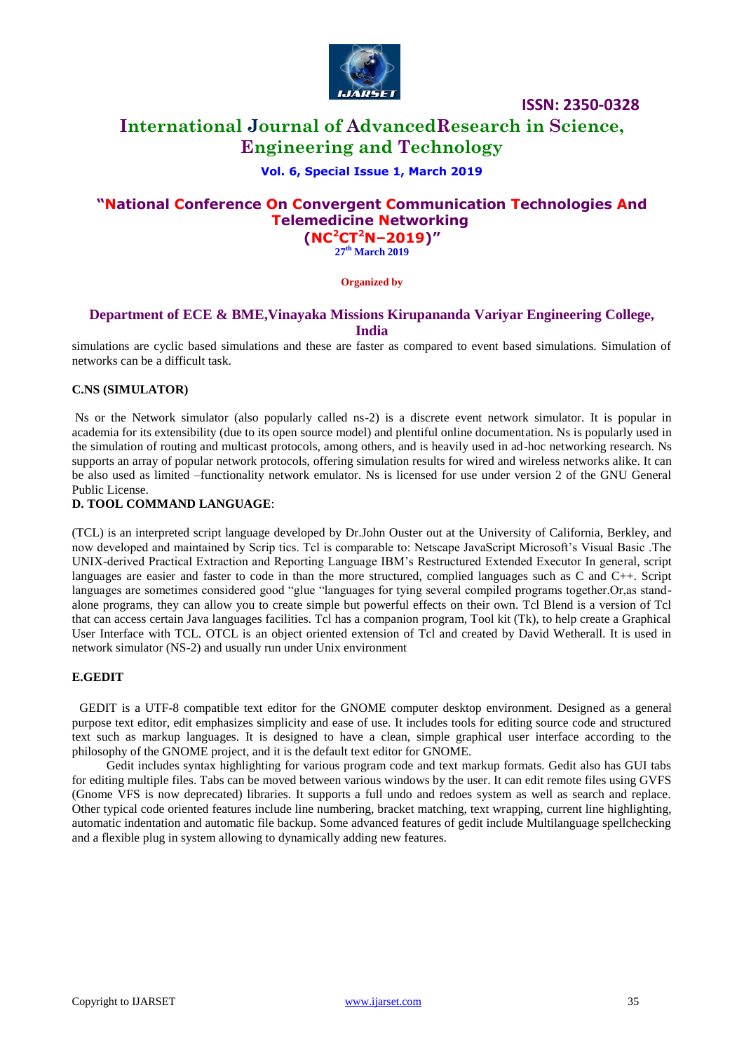simulations are cyclic based simulations and these are faster as compared to event based simulations. Simulation of networks can be a difficult task.

### C.NS (SIMULATOR)

Ns or the Network simulator (also popularly called ns-2) is a discrete event network simulator. It is popular in academia for its extensibility (due to its open source model) and plentiful online documentation. Ns is popularly used in the simulation of routing and multicast protocols, among others, and is heavily used in ad-hoc networking research. Ns supports an array of popular network protocols, offering simulation results for wired and wireless networks alike. It can be also used as limited –functionality network emulator. Ns is licensed for use under version 2 of the GNU General Public License.

### D. TOOL COMMAND LANGUAGE:

(TCL) is an interpreted script language developed by Dr.John Ouster out at the University of California, Berkley, and now developed and maintained by Scrip tics. Tcl is comparable to: Netscape JavaScript Microsoft's Visual Basic .The UNIX-derived Practical Extraction and Reporting Language IBM's Restructured Extended Executor In general, script languages are easier and faster to code in than the more structured, complied languages such as C and C++. Script languages are sometimes considered good "glue "languages for tying several compiled programs together.Or,as stand-alone programs, they can allow you to create simple but powerful effects on their own. Tcl Blend is a version of Tcl that can access certain Java languages facilities. Tcl has a companion program, Tool kit (Tk), to help create a Graphical User Interface with TCL. OTCL is an object oriented extension of Tcl and created by David Wetherall. It is used in network simulator (NS-2) and usually run under Unix environment

### E.GEDIT

GEDIT is a UTF-8 compatible text editor for the GNOME computer desktop environment. Designed as a general purpose text editor, edit emphasizes simplicity and ease of use. It includes tools for editing source code and structured text such as markup languages. It is designed to have a clean, simple graphical user interface according to the philosophy of the GNOME project, and it is the default text editor for GNOME.

Gedit includes syntax highlighting for various program code and text markup formats. Gedit also has GUI tabs for editing multiple files. Tabs can be moved between various windows by the user. It can edit remote files using GVFS (Gnome VFS is now deprecated) libraries. It supports a full undo and redoes system as well as search and replace. Other typical code oriented features include line numbering, bracket matching, text wrapping, current line highlighting, automatic indentation and automatic file backup. Some advanced features of gedit include Multilanguage spellchecking and a flexible plug in system allowing to dynamically adding new features.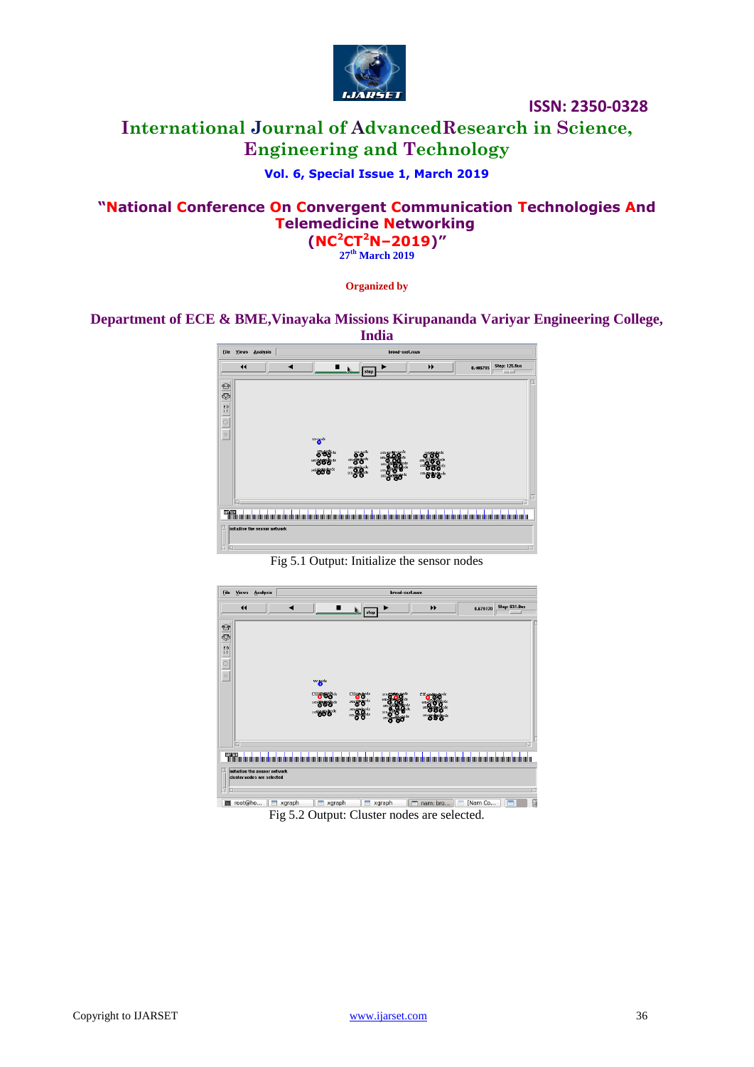Fig 5.1 Output: Initialize the sensor nodes

Fig 5.2 Output: Cluster nodes are selected.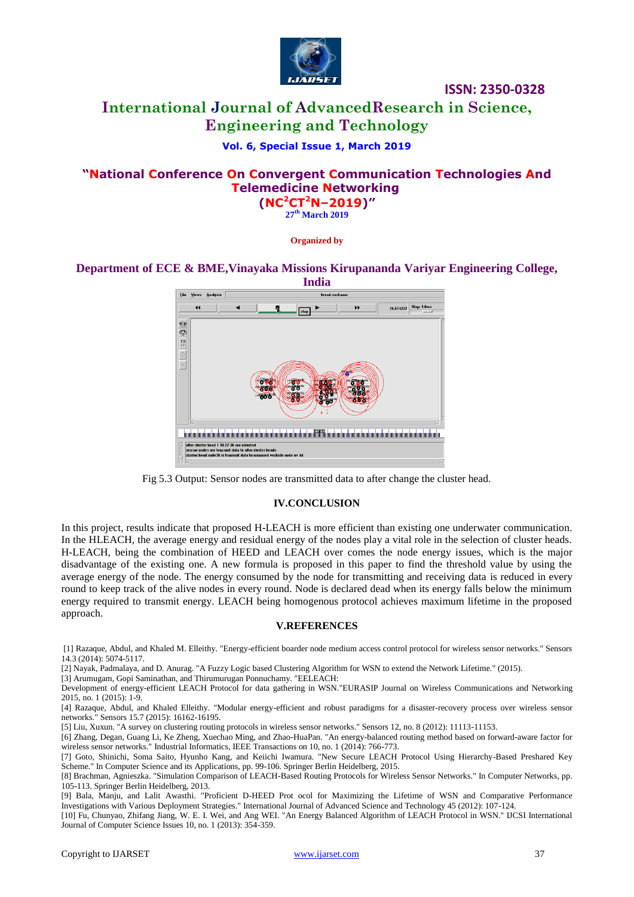Fig 5.3 Output: Sensor nodes are transmitted data to after change the cluster head.

## IV.CONCLUSION

In this project, results indicate that proposed H-LEACH is more efficient than existing one underwater communication. In the HLEACH, the average energy and residual energy of the nodes play a vital role in the selection of cluster heads. H-LEACH, being the combination of HEED and LEACH over comes the node energy issues, which is the major disadvantage of the existing one. A new formula is proposed in this paper to find the threshold value by using the average energy of the node. The energy consumed by the node for transmitting and receiving data is reduced in every round to keep track of the alive nodes in every round. Node is declared dead when its energy falls below the minimum energy required to transmit energy. LEACH being homogenous protocol achieves maximum lifetime in the proposed approach.

## V.REFERENCES

[1] Razaque, Abdul, and Khaled M. Elleithy. "Energy-efficient boarder node medium access control protocol for wireless sensor networks." Sensors 14.3 (2014): 5074-5117.

[2] Nayak, Padmalaya, and D. Anurag. "A Fuzzy Logic based Clustering Algorithm for WSN to extend the Network Lifetime." (2015).

[3] Arumugam, Gopi Saminathan, and Thirumurugan Ponnuchamy. "EELEACH: Development of energy-efficient LEACH Protocol for data gathering in WSN."EURASIP Journal on Wireless Communications and Networking 2015, no. 1 (2015): 1-9.

[4] Razaque, Abdul, and Khaled Elleithy. "Modular energy-efficient and robust paradigms for a disaster-recovery process over wireless sensor networks." Sensors 15.7 (2015): 16162-16195.

[5] Liu, Xuxun. "A survey on clustering routing protocols in wireless sensor networks." Sensors 12, no. 8 (2012): 11113-11153.

[6] Zhang, Degan, Guang Li, Ke Zheng, Xuechao Ming, and Zhao-HuaPan. "An energy-balanced routing method based on forward-aware factor for wireless sensor networks." Industrial Informatics, IEEE Transactions on 10, no. 1 (2014): 766-773.

[7] Goto, Shinichi, Soma Saito, Hyunho Kang, and Keiichi Iwamura. "New Secure LEACH Protocol Using Hierarchy-Based Preshared Key Scheme." In Computer Science and its Applications, pp. 99-106. Springer Berlin Heidelberg, 2015.

[8] Brachman, Agnieszka. "Simulation Comparison of LEACH-Based Routing Protocols for Wireless Sensor Networks." In Computer Networks, pp. 105-113. Springer Berlin Heidelberg, 2013.

[9] Bala, Manju, and Lalit Awasthi. "Proficient D-HEED Prot ocol for Maximizing the Lifetime of WSN and Comparative Performance Investigations with Various Deployment Strategies." International Journal of Advanced Science and Technology 45 (2012): 107-124.

[10] Fu, Chunyao, Zhifang Jiang, W. E. I. Wei, and Ang WEI. "An Energy Balanced Algorithm of LEACH Protocol in WSN." IJCSI International Journal of Computer Science Issues 10, no. 1 (2013): 354-359.